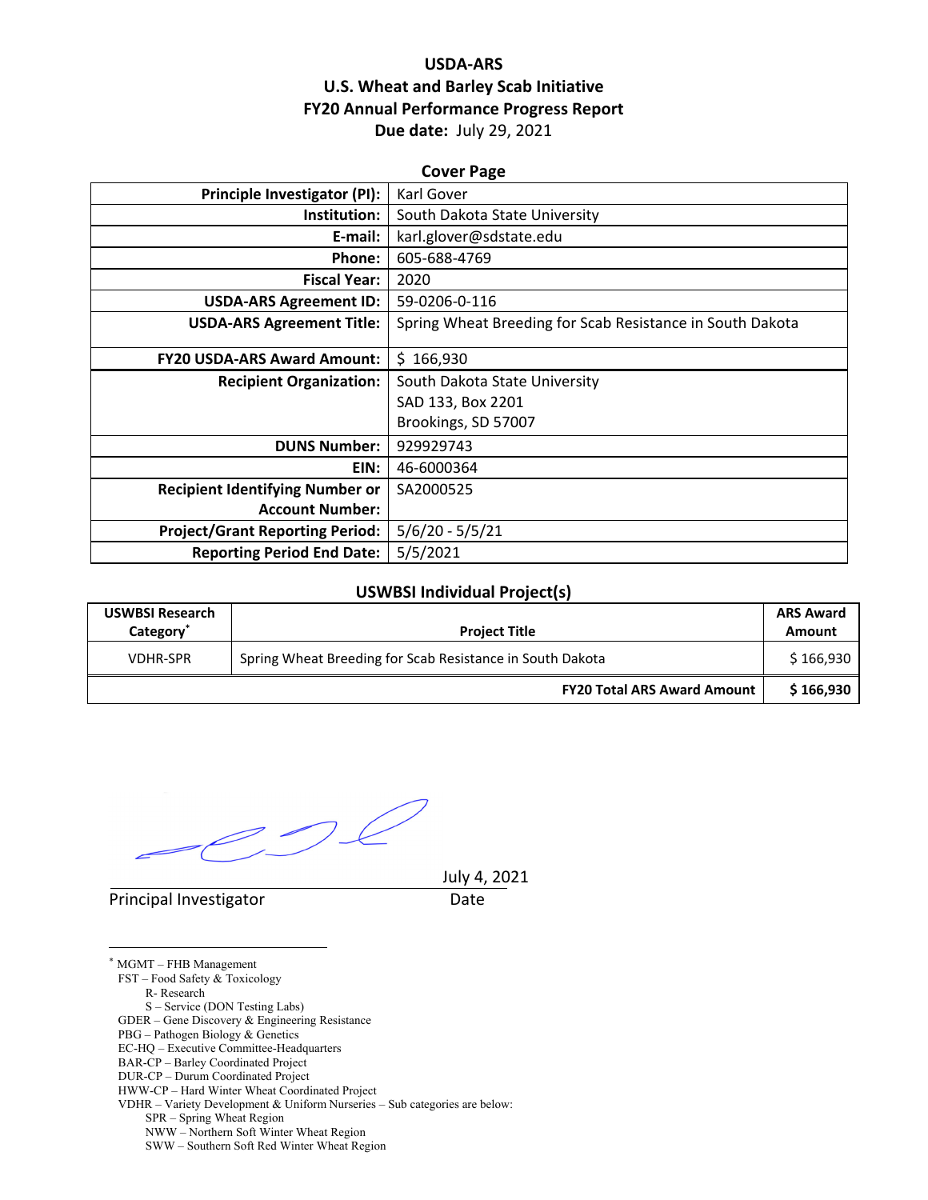# USDA-ARS
# U.S. Wheat and Barley Scab Initiative
# FY20 Annual Performance Progress Report

**Due date:** July 29, 2021

**Cover Page**

| | |
|---|---|
| **Principle Investigator (PI):** | Karl Gover |
| **Institution:** | South Dakota State University |
| **E-mail:** | karl.glover@sdstate.edu |
| **Phone:** | 605-688-4769 |
| **Fiscal Year:** | 2020 |
| **USDA-ARS Agreement ID:** | 59-0206-0-116 |
| **USDA-ARS Agreement Title:** | Spring Wheat Breeding for Scab Resistance in South Dakota |
| **FY20 USDA-ARS Award Amount:** | $ 166,930 |
| **Recipient Organization:** | South Dakota State University<br>SAD 133, Box 2201<br>Brookings, SD 57007 |
| **DUNS Number:** | 929929743 |
| **EIN:** | 46-6000364 |
| **Recipient Identifying Number or Account Number:** | SA2000525 |
| **Project/Grant Reporting Period:** | 5/6/20 - 5/5/21 |
| **Reporting Period End Date:** | 5/5/2021 |

**USWBSI Individual Project(s)**

| USWBSI Research Category* | Project Title | ARS Award Amount |
|---|---|---|
| VDHR-SPR | Spring Wheat Breeding for Scab Resistance in South Dakota | $ 166,930 |
| | **FY20 Total ARS Award Amount** | **$ 166,930** |

Principal Investigator

July 4, 2021
Date

* MGMT – FHB Management
FST – Food Safety & Toxicology
  R- Research
  S – Service (DON Testing Labs)
GDER – Gene Discovery & Engineering Resistance
PBG – Pathogen Biology & Genetics
EC-HQ – Executive Committee-Headquarters
BAR-CP – Barley Coordinated Project
DUR-CP – Durum Coordinated Project
HWW-CP – Hard Winter Wheat Coordinated Project
VDHR – Variety Development & Uniform Nurseries – Sub categories are below:
  SPR – Spring Wheat Region
  NWW – Northern Soft Winter Wheat Region
  SWW – Southern Soft Red Winter Wheat Region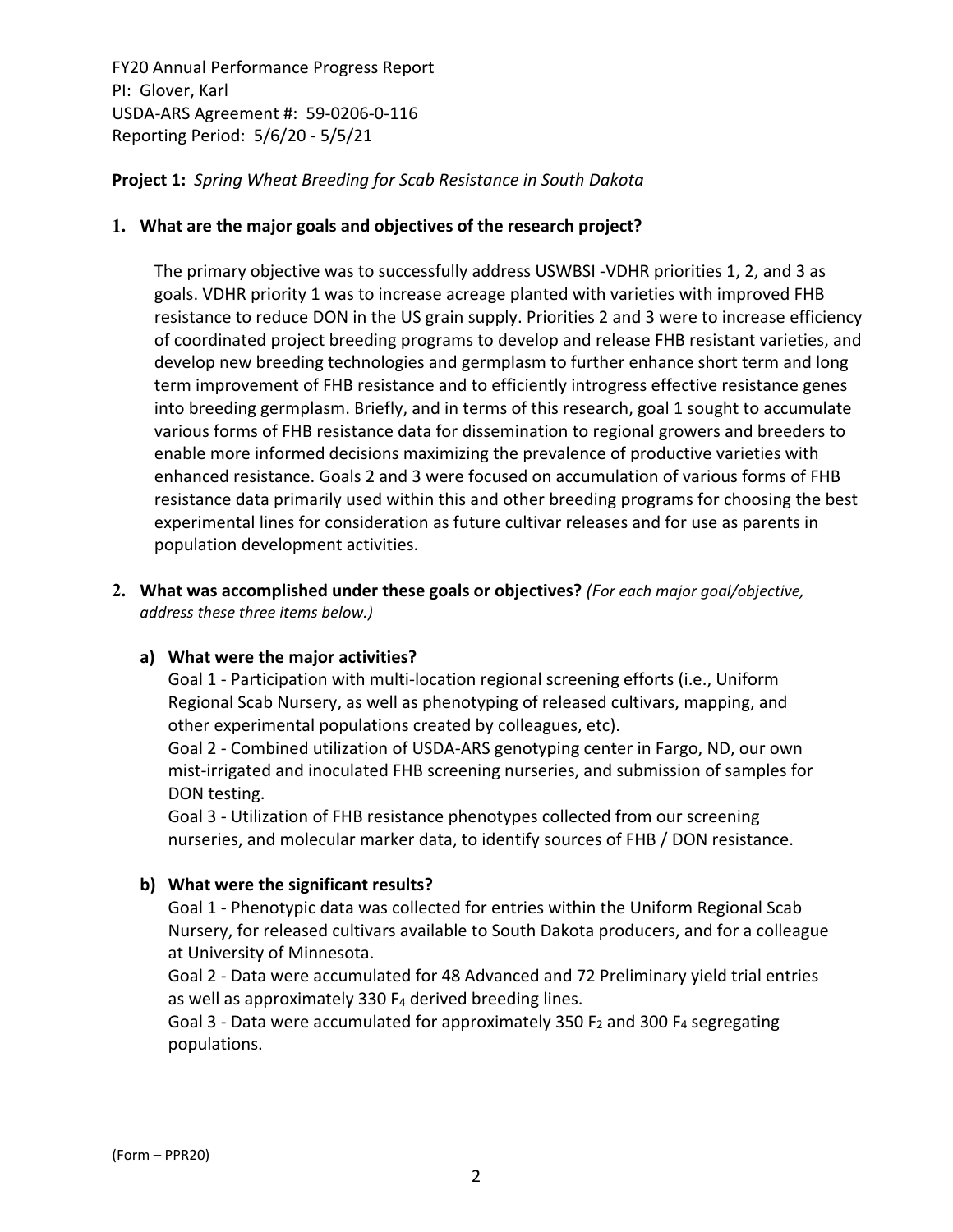FY20 Annual Performance Progress Report
PI: Glover, Karl
USDA-ARS Agreement #: 59-0206-0-116
Reporting Period: 5/6/20 - 5/5/21

**Project 1:** *Spring Wheat Breeding for Scab Resistance in South Dakota*

**1. What are the major goals and objectives of the research project?**

The primary objective was to successfully address USWBSI -VDHR priorities 1, 2, and 3 as goals. VDHR priority 1 was to increase acreage planted with varieties with improved FHB resistance to reduce DON in the US grain supply. Priorities 2 and 3 were to increase efficiency of coordinated project breeding programs to develop and release FHB resistant varieties, and develop new breeding technologies and germplasm to further enhance short term and long term improvement of FHB resistance and to efficiently introgress effective resistance genes into breeding germplasm. Briefly, and in terms of this research, goal 1 sought to accumulate various forms of FHB resistance data for dissemination to regional growers and breeders to enable more informed decisions maximizing the prevalence of productive varieties with enhanced resistance. Goals 2 and 3 were focused on accumulation of various forms of FHB resistance data primarily used within this and other breeding programs for choosing the best experimental lines for consideration as future cultivar releases and for use as parents in population development activities.

**2. What was accomplished under these goals or objectives?** *(For each major goal/objective, address these three items below.)*

**a) What were the major activities?**

Goal 1 - Participation with multi-location regional screening efforts (i.e., Uniform Regional Scab Nursery, as well as phenotyping of released cultivars, mapping, and other experimental populations created by colleagues, etc).

Goal 2 - Combined utilization of USDA-ARS genotyping center in Fargo, ND, our own mist-irrigated and inoculated FHB screening nurseries, and submission of samples for DON testing.

Goal 3 - Utilization of FHB resistance phenotypes collected from our screening nurseries, and molecular marker data, to identify sources of FHB / DON resistance.

**b) What were the significant results?**

Goal 1 - Phenotypic data was collected for entries within the Uniform Regional Scab Nursery, for released cultivars available to South Dakota producers, and for a colleague at University of Minnesota.

Goal 2 - Data were accumulated for 48 Advanced and 72 Preliminary yield trial entries as well as approximately 330 $F_4$ derived breeding lines.

Goal 3 - Data were accumulated for approximately 350 $F_2$ and 300 $F_4$ segregating populations.

(Form – PPR20)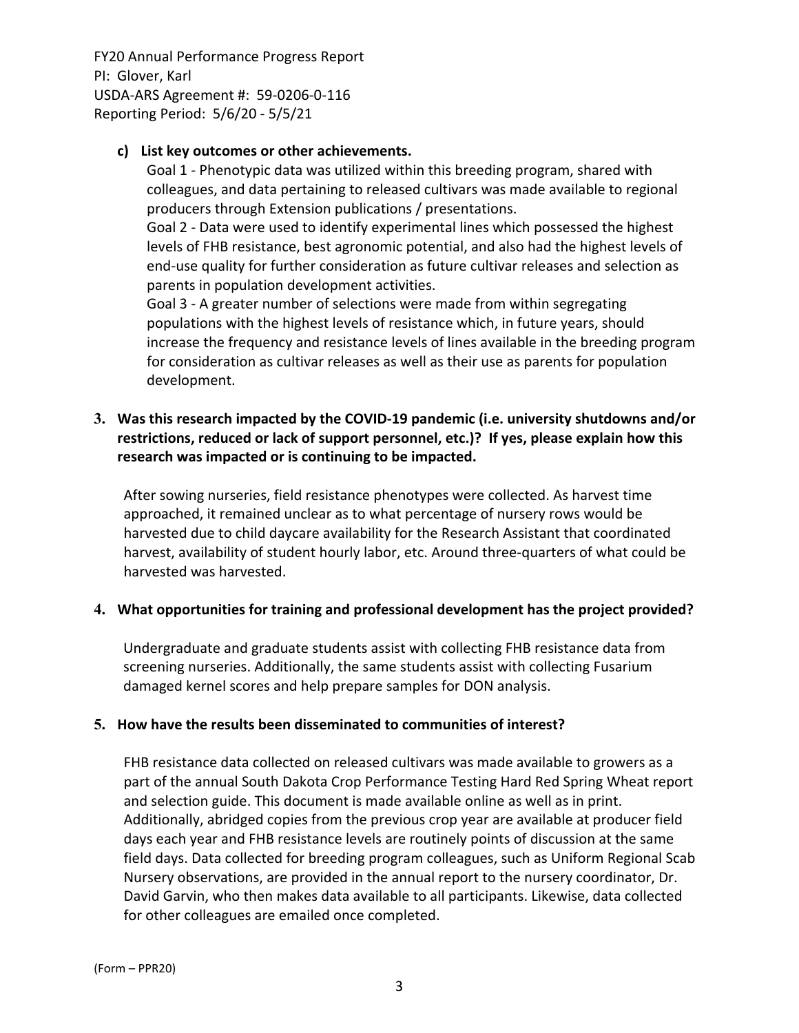**c) List key outcomes or other achievements.**

Goal 1 - Phenotypic data was utilized within this breeding program, shared with colleagues, and data pertaining to released cultivars was made available to regional producers through Extension publications / presentations.

Goal 2 - Data were used to identify experimental lines which possessed the highest levels of FHB resistance, best agronomic potential, and also had the highest levels of end-use quality for further consideration as future cultivar releases and selection as parents in population development activities.

Goal 3 - A greater number of selections were made from within segregating populations with the highest levels of resistance which, in future years, should increase the frequency and resistance levels of lines available in the breeding program for consideration as cultivar releases as well as their use as parents for population development.

**3. Was this research impacted by the COVID-19 pandemic (i.e. university shutdowns and/or restrictions, reduced or lack of support personnel, etc.)? If yes, please explain how this research was impacted or is continuing to be impacted.**

After sowing nurseries, field resistance phenotypes were collected. As harvest time approached, it remained unclear as to what percentage of nursery rows would be harvested due to child daycare availability for the Research Assistant that coordinated harvest, availability of student hourly labor, etc. Around three-quarters of what could be harvested was harvested.

**4. What opportunities for training and professional development has the project provided?**

Undergraduate and graduate students assist with collecting FHB resistance data from screening nurseries. Additionally, the same students assist with collecting Fusarium damaged kernel scores and help prepare samples for DON analysis.

**5. How have the results been disseminated to communities of interest?**

FHB resistance data collected on released cultivars was made available to growers as a part of the annual South Dakota Crop Performance Testing Hard Red Spring Wheat report and selection guide. This document is made available online as well as in print. Additionally, abridged copies from the previous crop year are available at producer field days each year and FHB resistance levels are routinely points of discussion at the same field days. Data collected for breeding program colleagues, such as Uniform Regional Scab Nursery observations, are provided in the annual report to the nursery coordinator, Dr. David Garvin, who then makes data available to all participants. Likewise, data collected for other colleagues are emailed once completed.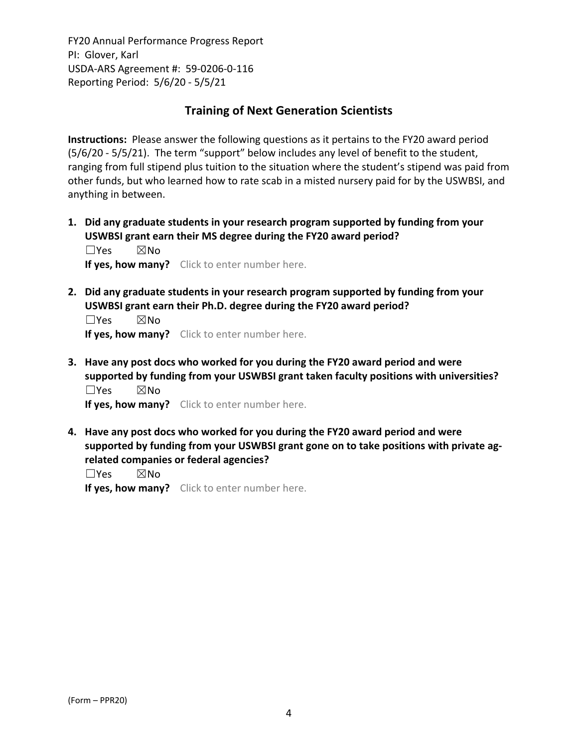## Training of Next Generation Scientists

**Instructions:** Please answer the following questions as it pertains to the FY20 award period (5/6/20 - 5/5/21). The term "support" below includes any level of benefit to the student, ranging from full stipend plus tuition to the situation where the student's stipend was paid from other funds, but who learned how to rate scab in a misted nursery paid for by the USWBSI, and anything in between.

1. **Did any graduate students in your research program supported by funding from your USWBSI grant earn their MS degree during the FY20 award period?**
   ☐Yes ☒No
   **If yes, how many?** Click to enter number here.

2. **Did any graduate students in your research program supported by funding from your USWBSI grant earn their Ph.D. degree during the FY20 award period?**
   ☐Yes ☒No
   **If yes, how many?** Click to enter number here.

3. **Have any post docs who worked for you during the FY20 award period and were supported by funding from your USWBSI grant taken faculty positions with universities?**
   ☐Yes ☒No
   **If yes, how many?** Click to enter number here.

4. **Have any post docs who worked for you during the FY20 award period and were supported by funding from your USWBSI grant gone on to take positions with private ag-related companies or federal agencies?**
   ☐Yes ☒No
   **If yes, how many?** Click to enter number here.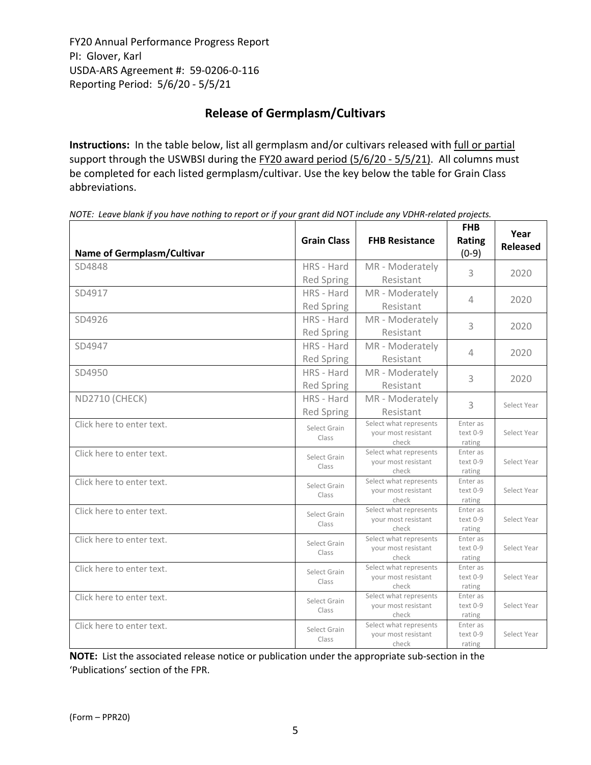FY20 Annual Performance Progress Report
PI: Glover, Karl
USDA-ARS Agreement #: 59-0206-0-116
Reporting Period: 5/6/20 - 5/5/21

## Release of Germplasm/Cultivars

**Instructions:** In the table below, list all germplasm and/or cultivars released with full or partial support through the USWBSI during the FY20 award period (5/6/20 - 5/5/21). All columns must be completed for each listed germplasm/cultivar. Use the key below the table for Grain Class abbreviations.

*NOTE: Leave blank if you have nothing to report or if your grant did NOT include any VDHR-related projects.*

| Name of Germplasm/Cultivar | Grain Class | FHB Resistance | FHB Rating (0-9) | Year Released |
|---|---|---|---|---|
| SD4848 | HRS - Hard Red Spring | MR - Moderately Resistant | 3 | 2020 |
| SD4917 | HRS - Hard Red Spring | MR - Moderately Resistant | 4 | 2020 |
| SD4926 | HRS - Hard Red Spring | MR - Moderately Resistant | 3 | 2020 |
| SD4947 | HRS - Hard Red Spring | MR - Moderately Resistant | 4 | 2020 |
| SD4950 | HRS - Hard Red Spring | MR - Moderately Resistant | 3 | 2020 |
| ND2710 (CHECK) | HRS - Hard Red Spring | MR - Moderately Resistant | 3 | Select Year |
| Click here to enter text. | Select Grain Class | Select what represents your most resistant check | Enter as text 0-9 rating | Select Year |
| Click here to enter text. | Select Grain Class | Select what represents your most resistant check | Enter as text 0-9 rating | Select Year |
| Click here to enter text. | Select Grain Class | Select what represents your most resistant check | Enter as text 0-9 rating | Select Year |
| Click here to enter text. | Select Grain Class | Select what represents your most resistant check | Enter as text 0-9 rating | Select Year |
| Click here to enter text. | Select Grain Class | Select what represents your most resistant check | Enter as text 0-9 rating | Select Year |
| Click here to enter text. | Select Grain Class | Select what represents your most resistant check | Enter as text 0-9 rating | Select Year |
| Click here to enter text. | Select Grain Class | Select what represents your most resistant check | Enter as text 0-9 rating | Select Year |
| Click here to enter text. | Select Grain Class | Select what represents your most resistant check | Enter as text 0-9 rating | Select Year |

**NOTE:** List the associated release notice or publication under the appropriate sub-section in the 'Publications' section of the FPR.

(Form – PPR20)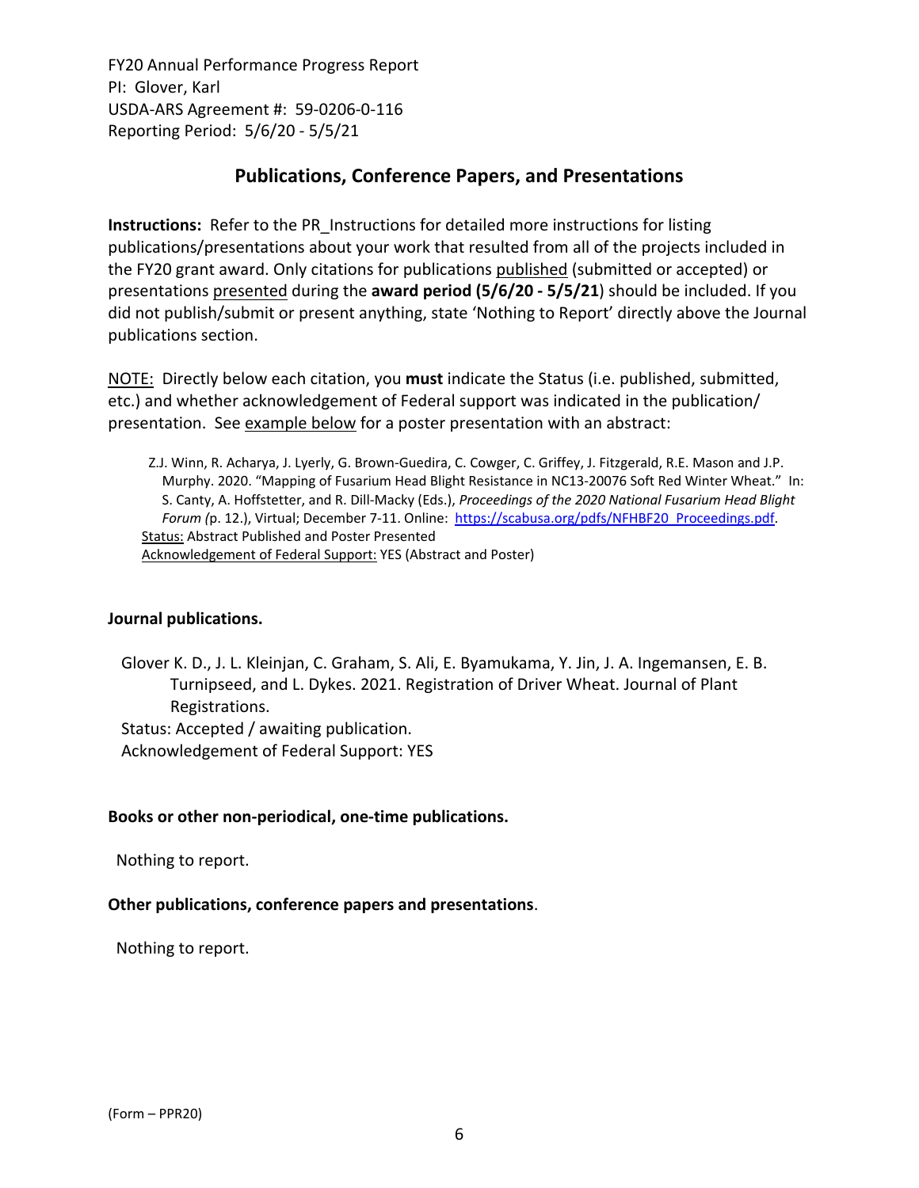FY20 Annual Performance Progress Report
PI: Glover, Karl
USDA-ARS Agreement #: 59-0206-0-116
Reporting Period: 5/6/20 - 5/5/21

## Publications, Conference Papers, and Presentations

**Instructions:** Refer to the PR_Instructions for detailed more instructions for listing publications/presentations about your work that resulted from all of the projects included in the FY20 grant award. Only citations for publications published (submitted or accepted) or presentations presented during the **award period (5/6/20 - 5/5/21**) should be included. If you did not publish/submit or present anything, state 'Nothing to Report' directly above the Journal publications section.

NOTE: Directly below each citation, you **must** indicate the Status (i.e. published, submitted, etc.) and whether acknowledgement of Federal support was indicated in the publication/ presentation. See example below for a poster presentation with an abstract:

Z.J. Winn, R. Acharya, J. Lyerly, G. Brown-Guedira, C. Cowger, C. Griffey, J. Fitzgerald, R.E. Mason and J.P. Murphy. 2020. "Mapping of Fusarium Head Blight Resistance in NC13-20076 Soft Red Winter Wheat." In: S. Canty, A. Hoffstetter, and R. Dill-Macky (Eds.), *Proceedings of the 2020 National Fusarium Head Blight Forum (*p. 12.), Virtual; December 7-11. Online: https://scabusa.org/pdfs/NFHBF20_Proceedings.pdf.
Status: Abstract Published and Poster Presented
Acknowledgement of Federal Support: YES (Abstract and Poster)

**Journal publications.**

Glover K. D., J. L. Kleinjan, C. Graham, S. Ali, E. Byamukama, Y. Jin, J. A. Ingemansen, E. B. Turnipseed, and L. Dykes. 2021. Registration of Driver Wheat. Journal of Plant Registrations.
Status: Accepted / awaiting publication.
Acknowledgement of Federal Support: YES

**Books or other non-periodical, one-time publications.**

Nothing to report.

**Other publications, conference papers and presentations**.

Nothing to report.

(Form – PPR20)